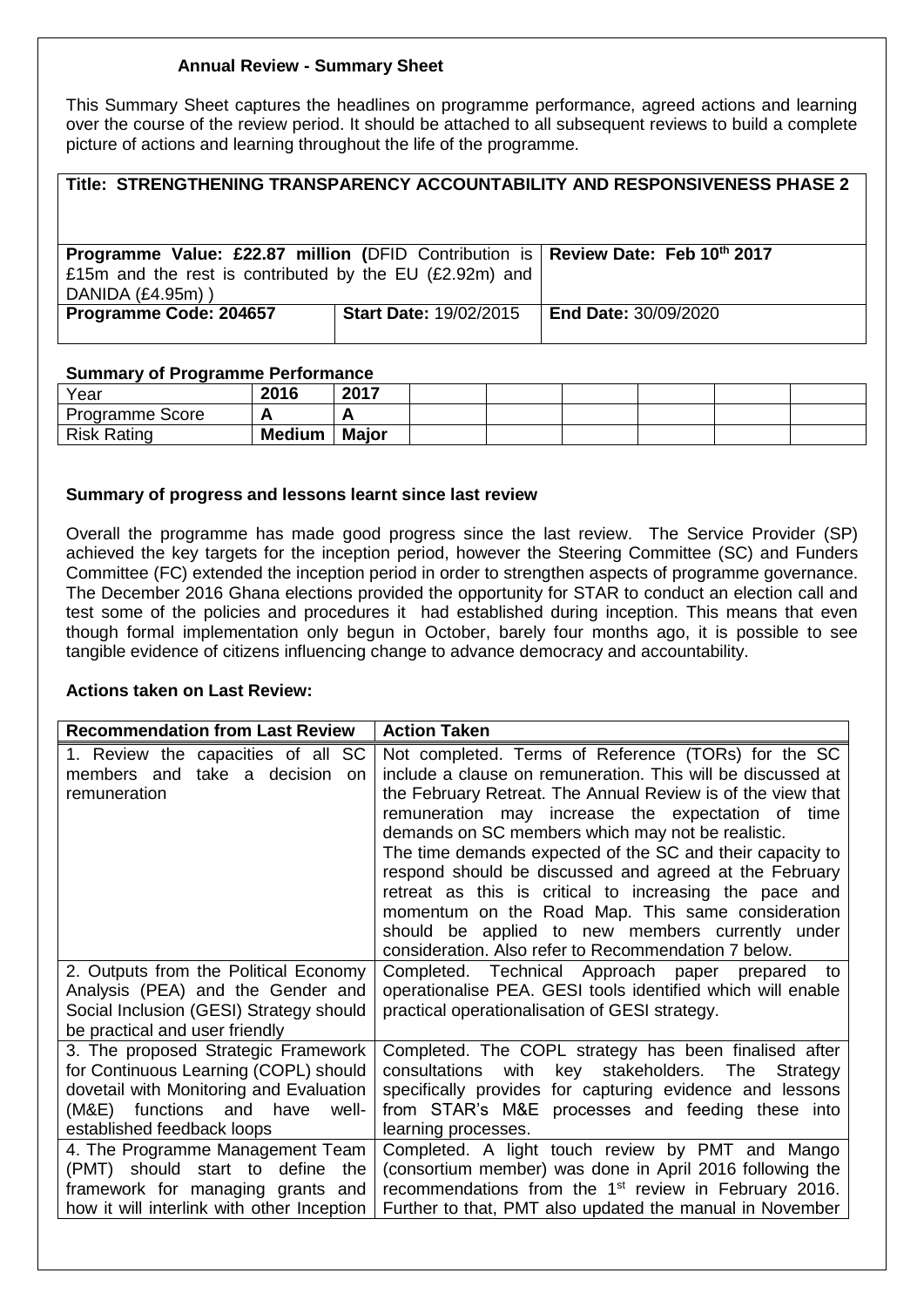## Annual Review - Summary Sheet

This Summary Sheet captures the headlines on programme performance, agreed actions and learning over the course of the review period. It should be attached to all subsequent reviews to build a complete picture of actions and learning throughout the life of the programme.

| **Title: STRENGTHENING TRANSPARENCY ACCOUNTABILITY AND RESPONSIVENESS PHASE 2** | | |
|---|---|---|
| **Programme Value: £22.87 million (**DFID Contribution is £15m and the rest is contributed by the EU (£2.92m) and DANIDA (£4.95m) ) | | **Review Date: Feb 10th 2017** |
| **Programme Code: 204657** | **Start Date:** 19/02/2015 | **End Date:** 30/09/2020 |

### Summary of Programme Performance

| Year | 2016 | 2017 | | | | | | |
|---|---|---|---|---|---|---|---|---|
| Programme Score | A | A | | | | | | |
| Risk Rating | Medium | Major | | | | | | |

### Summary of progress and lessons learnt since last review

Overall the programme has made good progress since the last review. The Service Provider (SP) achieved the key targets for the inception period, however the Steering Committee (SC) and Funders Committee (FC) extended the inception period in order to strengthen aspects of programme governance. The December 2016 Ghana elections provided the opportunity for STAR to conduct an election call and test some of the policies and procedures it had established during inception. This means that even though formal implementation only begun in October, barely four months ago, it is possible to see tangible evidence of citizens influencing change to advance democracy and accountability.

### Actions taken on Last Review:

| Recommendation from Last Review | Action Taken |
|---|---|
| 1. Review the capacities of all SC members and take a decision on remuneration | Not completed. Terms of Reference (TORs) for the SC include a clause on remuneration. This will be discussed at the February Retreat. The Annual Review is of the view that remuneration may increase the expectation of time demands on SC members which may not be realistic.<br>The time demands expected of the SC and their capacity to respond should be discussed and agreed at the February retreat as this is critical to increasing the pace and momentum on the Road Map. This same consideration should be applied to new members currently under consideration. Also refer to Recommendation 7 below. |
| 2. Outputs from the Political Economy Analysis (PEA) and the Gender and Social Inclusion (GESI) Strategy should be practical and user friendly | Completed. Technical Approach paper prepared to operationalise PEA. GESI tools identified which will enable practical operationalisation of GESI strategy. |
| 3. The proposed Strategic Framework for Continuous Learning (COPL) should dovetail with Monitoring and Evaluation (M&E) functions and have well-established feedback loops | Completed. The COPL strategy has been finalised after consultations with key stakeholders. The Strategy specifically provides for capturing evidence and lessons from STAR's M&E processes and feeding these into learning processes. |
| 4. The Programme Management Team (PMT) should start to define the framework for managing grants and how it will interlink with other Inception | Completed. A light touch review by PMT and Mango (consortium member) was done in April 2016 following the recommendations from the 1st review in February 2016. Further to that, PMT also updated the manual in November |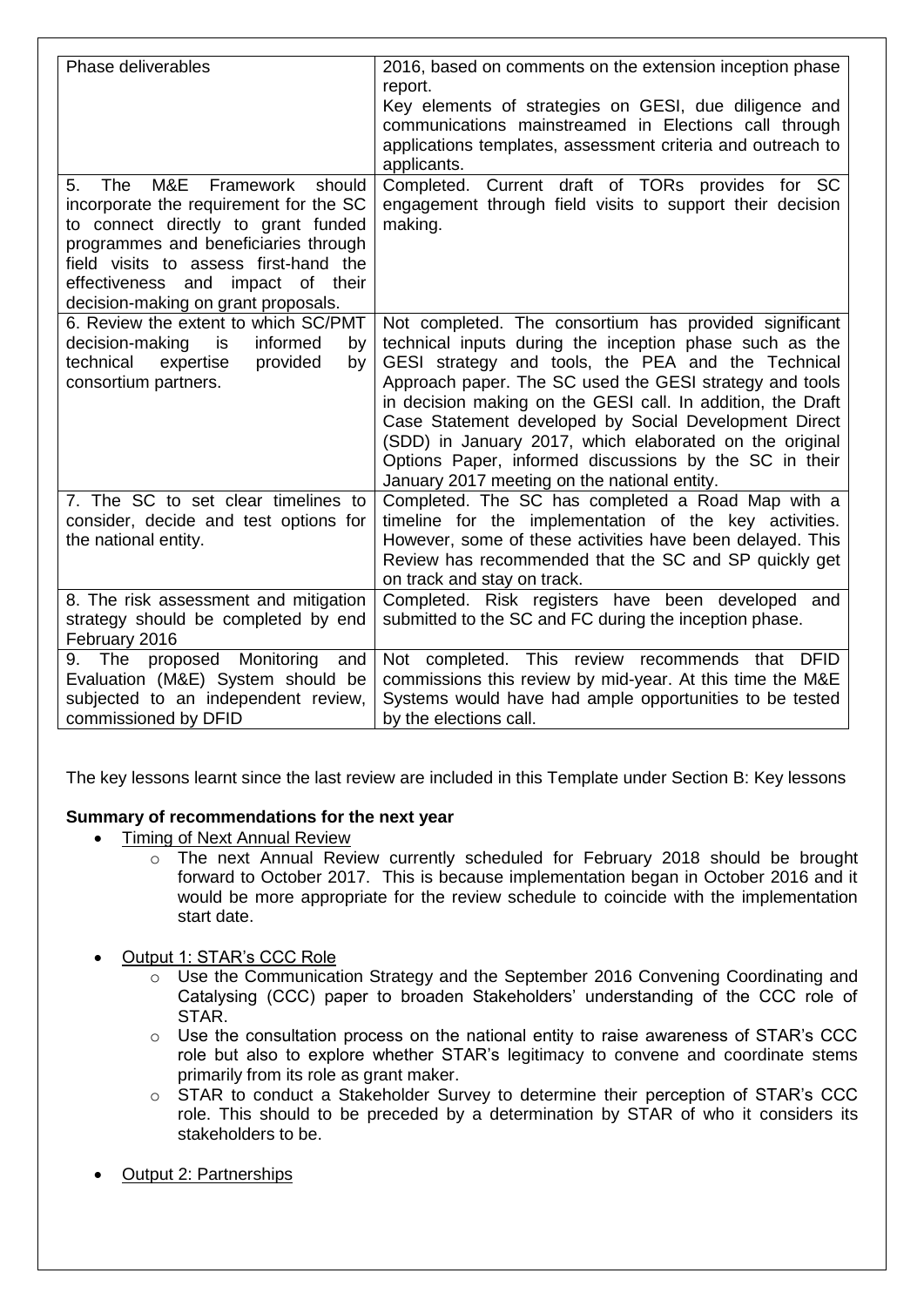| | |
|---|---|
| Phase deliverables | 2016, based on comments on the extension inception phase report. Key elements of strategies on GESI, due diligence and communications mainstreamed in Elections call through applications templates, assessment criteria and outreach to applicants. |
| 5. The M&E Framework should incorporate the requirement for the SC to connect directly to grant funded programmes and beneficiaries through field visits to assess first-hand the effectiveness and impact of their decision-making on grant proposals. | Completed. Current draft of TORs provides for SC engagement through field visits to support their decision making. |
| 6. Review the extent to which SC/PMT decision-making is informed by technical expertise provided by consortium partners. | Not completed. The consortium has provided significant technical inputs during the inception phase such as the GESI strategy and tools, the PEA and the Technical Approach paper. The SC used the GESI strategy and tools in decision making on the GESI call. In addition, the Draft Case Statement developed by Social Development Direct (SDD) in January 2017, which elaborated on the original Options Paper, informed discussions by the SC in their January 2017 meeting on the national entity. |
| 7. The SC to set clear timelines to consider, decide and test options for the national entity. | Completed. The SC has completed a Road Map with a timeline for the implementation of the key activities. However, some of these activities have been delayed. This Review has recommended that the SC and SP quickly get on track and stay on track. |
| 8. The risk assessment and mitigation strategy should be completed by end February 2016 | Completed. Risk registers have been developed and submitted to the SC and FC during the inception phase. |
| 9. The proposed Monitoring and Evaluation (M&E) System should be subjected to an independent review, commissioned by DFID | Not completed. This review recommends that DFID commissions this review by mid-year. At this time the M&E Systems would have had ample opportunities to be tested by the elections call. |

The key lessons learnt since the last review are included in this Template under Section B: Key lessons

**Summary of recommendations for the next year**

- Timing of Next Annual Review
  - The next Annual Review currently scheduled for February 2018 should be brought forward to October 2017. This is because implementation began in October 2016 and it would be more appropriate for the review schedule to coincide with the implementation start date.
- Output 1: STAR's CCC Role
  - Use the Communication Strategy and the September 2016 Convening Coordinating and Catalysing (CCC) paper to broaden Stakeholders' understanding of the CCC role of STAR.
  - Use the consultation process on the national entity to raise awareness of STAR's CCC role but also to explore whether STAR's legitimacy to convene and coordinate stems primarily from its role as grant maker.
  - STAR to conduct a Stakeholder Survey to determine their perception of STAR's CCC role. This should to be preceded by a determination by STAR of who it considers its stakeholders to be.
- Output 2: Partnerships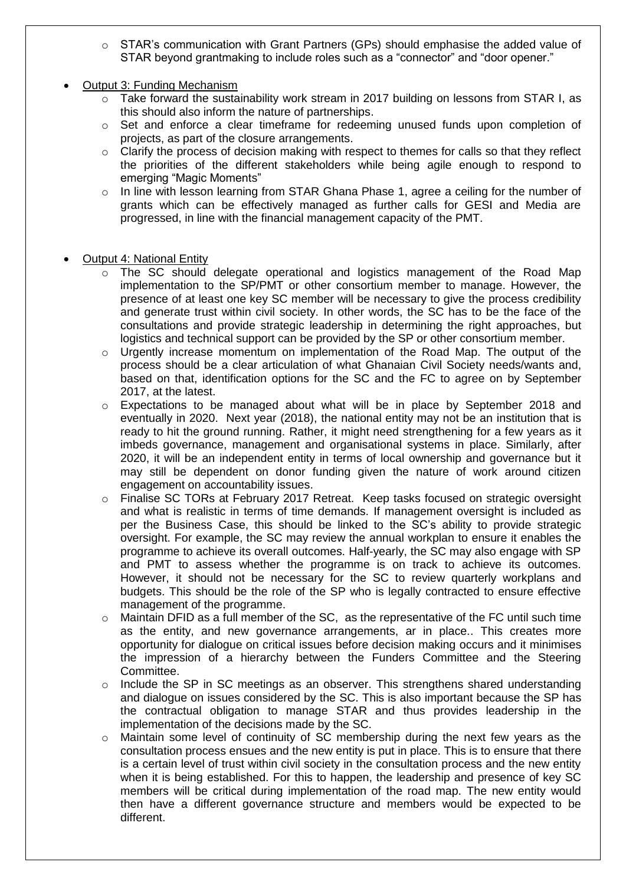- STAR's communication with Grant Partners (GPs) should emphasise the added value of STAR beyond grantmaking to include roles such as a "connector" and "door opener."

- <u>Output 3: Funding Mechanism</u>
  - Take forward the sustainability work stream in 2017 building on lessons from STAR I, as this should also inform the nature of partnerships.
  - Set and enforce a clear timeframe for redeeming unused funds upon completion of projects, as part of the closure arrangements.
  - Clarify the process of decision making with respect to themes for calls so that they reflect the priorities of the different stakeholders while being agile enough to respond to emerging "Magic Moments"
  - In line with lesson learning from STAR Ghana Phase 1, agree a ceiling for the number of grants which can be effectively managed as further calls for GESI and Media are progressed, in line with the financial management capacity of the PMT.

- <u>Output 4: National Entity</u>
  - The SC should delegate operational and logistics management of the Road Map implementation to the SP/PMT or other consortium member to manage. However, the presence of at least one key SC member will be necessary to give the process credibility and generate trust within civil society. In other words, the SC has to be the face of the consultations and provide strategic leadership in determining the right approaches, but logistics and technical support can be provided by the SP or other consortium member.
  - Urgently increase momentum on implementation of the Road Map. The output of the process should be a clear articulation of what Ghanaian Civil Society needs/wants and, based on that, identification options for the SC and the FC to agree on by September 2017, at the latest.
  - Expectations to be managed about what will be in place by September 2018 and eventually in 2020. Next year (2018), the national entity may not be an institution that is ready to hit the ground running. Rather, it might need strengthening for a few years as it imbeds governance, management and organisational systems in place. Similarly, after 2020, it will be an independent entity in terms of local ownership and governance but it may still be dependent on donor funding given the nature of work around citizen engagement on accountability issues.
  - Finalise SC TORs at February 2017 Retreat. Keep tasks focused on strategic oversight and what is realistic in terms of time demands. If management oversight is included as per the Business Case, this should be linked to the SC's ability to provide strategic oversight. For example, the SC may review the annual workplan to ensure it enables the programme to achieve its overall outcomes. Half-yearly, the SC may also engage with SP and PMT to assess whether the programme is on track to achieve its outcomes. However, it should not be necessary for the SC to review quarterly workplans and budgets. This should be the role of the SP who is legally contracted to ensure effective management of the programme.
  - Maintain DFID as a full member of the SC, as the representative of the FC until such time as the entity, and new governance arrangements, ar in place.. This creates more opportunity for dialogue on critical issues before decision making occurs and it minimises the impression of a hierarchy between the Funders Committee and the Steering Committee.
  - Include the SP in SC meetings as an observer. This strengthens shared understanding and dialogue on issues considered by the SC. This is also important because the SP has the contractual obligation to manage STAR and thus provides leadership in the implementation of the decisions made by the SC.
  - Maintain some level of continuity of SC membership during the next few years as the consultation process ensues and the new entity is put in place. This is to ensure that there is a certain level of trust within civil society in the consultation process and the new entity when it is being established. For this to happen, the leadership and presence of key SC members will be critical during implementation of the road map. The new entity would then have a different governance structure and members would be expected to be different.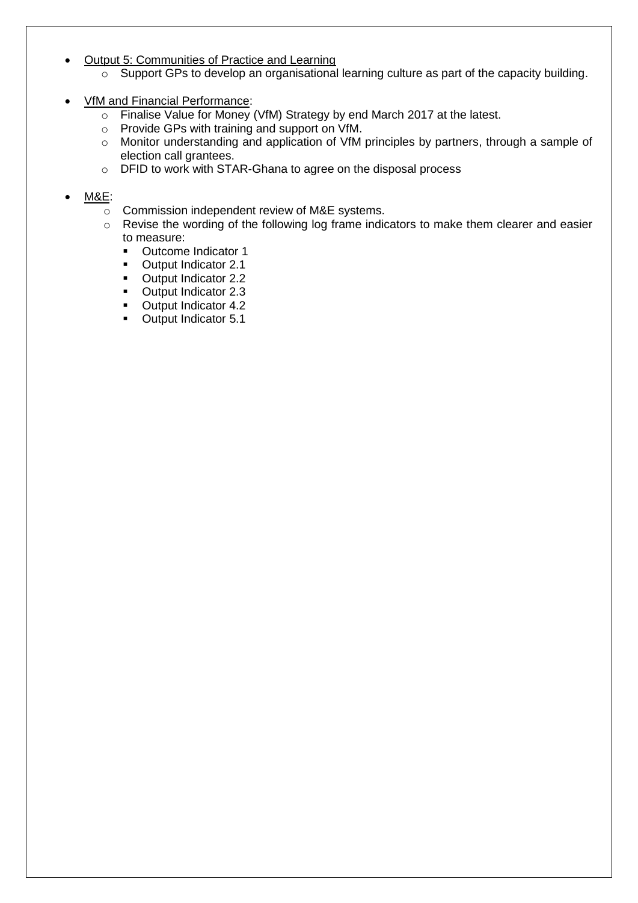- <u>Output 5: Communities of Practice and Learning</u>
  - Support GPs to develop an organisational learning culture as part of the capacity building.

- <u>VfM and Financial Performance</u>:
  - Finalise Value for Money (VfM) Strategy by end March 2017 at the latest.
  - Provide GPs with training and support on VfM.
  - Monitor understanding and application of VfM principles by partners, through a sample of election call grantees.
  - DFID to work with STAR-Ghana to agree on the disposal process

- <u>M&E</u>:
  - Commission independent review of M&E systems.
  - Revise the wording of the following log frame indicators to make them clearer and easier to measure:
    - Outcome Indicator 1
    - Output Indicator 2.1
    - Output Indicator 2.2
    - Output Indicator 2.3
    - Output Indicator 4.2
    - Output Indicator 5.1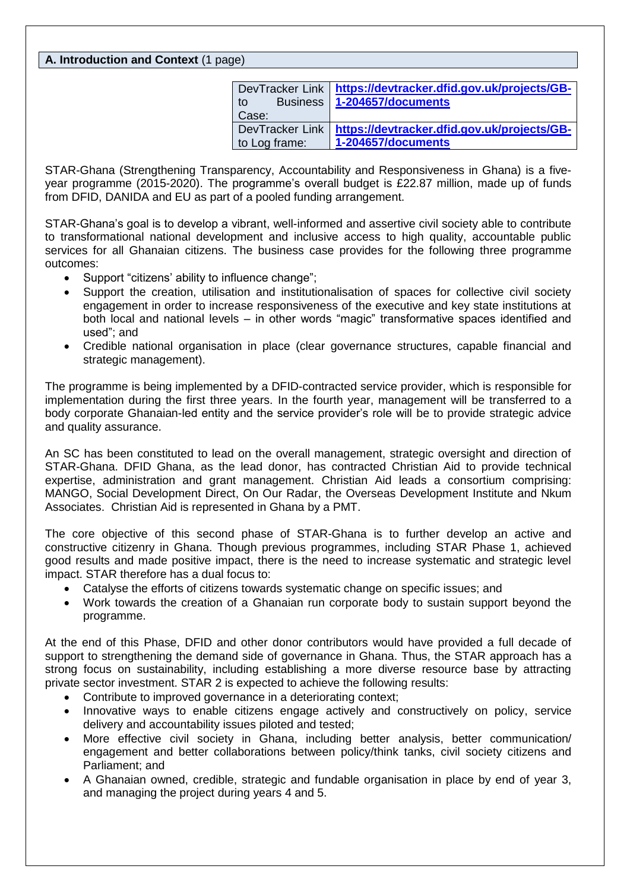## A. Introduction and Context (1 page)

| DevTracker Link to Business Case: | https://devtracker.dfid.gov.uk/projects/GB-1-204657/documents |
|---|---|
| DevTracker Link to Log frame: | https://devtracker.dfid.gov.uk/projects/GB-1-204657/documents |

STAR-Ghana (Strengthening Transparency, Accountability and Responsiveness in Ghana) is a five-year programme (2015-2020). The programme's overall budget is £22.87 million, made up of funds from DFID, DANIDA and EU as part of a pooled funding arrangement.

STAR-Ghana's goal is to develop a vibrant, well-informed and assertive civil society able to contribute to transformational national development and inclusive access to high quality, accountable public services for all Ghanaian citizens. The business case provides for the following three programme outcomes:

- Support "citizens' ability to influence change";
- Support the creation, utilisation and institutionalisation of spaces for collective civil society engagement in order to increase responsiveness of the executive and key state institutions at both local and national levels – in other words "magic" transformative spaces identified and used"; and
- Credible national organisation in place (clear governance structures, capable financial and strategic management).

The programme is being implemented by a DFID-contracted service provider, which is responsible for implementation during the first three years. In the fourth year, management will be transferred to a body corporate Ghanaian-led entity and the service provider's role will be to provide strategic advice and quality assurance.

An SC has been constituted to lead on the overall management, strategic oversight and direction of STAR-Ghana. DFID Ghana, as the lead donor, has contracted Christian Aid to provide technical expertise, administration and grant management. Christian Aid leads a consortium comprising: MANGO, Social Development Direct, On Our Radar, the Overseas Development Institute and Nkum Associates. Christian Aid is represented in Ghana by a PMT.

The core objective of this second phase of STAR-Ghana is to further develop an active and constructive citizenry in Ghana. Though previous programmes, including STAR Phase 1, achieved good results and made positive impact, there is the need to increase systematic and strategic level impact. STAR therefore has a dual focus to:

- Catalyse the efforts of citizens towards systematic change on specific issues; and
- Work towards the creation of a Ghanaian run corporate body to sustain support beyond the programme.

At the end of this Phase, DFID and other donor contributors would have provided a full decade of support to strengthening the demand side of governance in Ghana. Thus, the STAR approach has a strong focus on sustainability, including establishing a more diverse resource base by attracting private sector investment. STAR 2 is expected to achieve the following results:

- Contribute to improved governance in a deteriorating context;
- Innovative ways to enable citizens engage actively and constructively on policy, service delivery and accountability issues piloted and tested;
- More effective civil society in Ghana, including better analysis, better communication/ engagement and better collaborations between policy/think tanks, civil society citizens and Parliament; and
- A Ghanaian owned, credible, strategic and fundable organisation in place by end of year 3, and managing the project during years 4 and 5.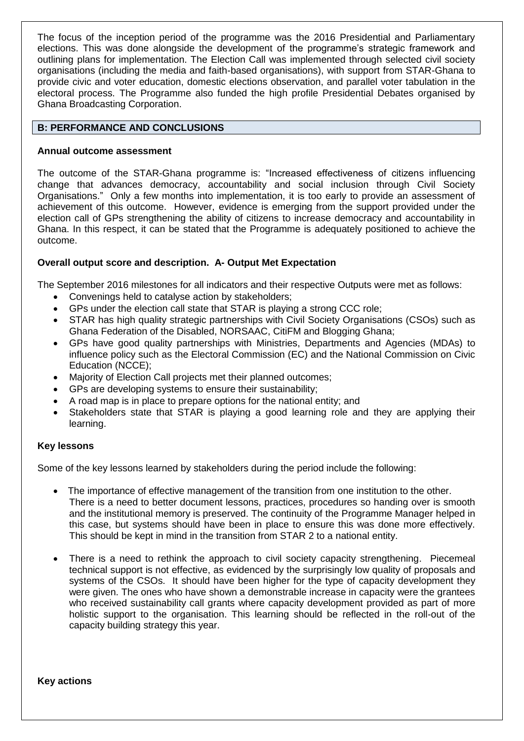The focus of the inception period of the programme was the 2016 Presidential and Parliamentary elections. This was done alongside the development of the programme's strategic framework and outlining plans for implementation. The Election Call was implemented through selected civil society organisations (including the media and faith-based organisations), with support from STAR-Ghana to provide civic and voter education, domestic elections observation, and parallel voter tabulation in the electoral process. The Programme also funded the high profile Presidential Debates organised by Ghana Broadcasting Corporation.

## B: PERFORMANCE AND CONCLUSIONS

**Annual outcome assessment**

The outcome of the STAR-Ghana programme is: "Increased effectiveness of citizens influencing change that advances democracy, accountability and social inclusion through Civil Society Organisations." Only a few months into implementation, it is too early to provide an assessment of achievement of this outcome. However, evidence is emerging from the support provided under the election call of GPs strengthening the ability of citizens to increase democracy and accountability in Ghana. In this respect, it can be stated that the Programme is adequately positioned to achieve the outcome.

**Overall output score and description. A- Output Met Expectation**

The September 2016 milestones for all indicators and their respective Outputs were met as follows:

- Convenings held to catalyse action by stakeholders;
- GPs under the election call state that STAR is playing a strong CCC role;
- STAR has high quality strategic partnerships with Civil Society Organisations (CSOs) such as Ghana Federation of the Disabled, NORSAAC, CitiFM and Blogging Ghana;
- GPs have good quality partnerships with Ministries, Departments and Agencies (MDAs) to influence policy such as the Electoral Commission (EC) and the National Commission on Civic Education (NCCE);
- Majority of Election Call projects met their planned outcomes;
- GPs are developing systems to ensure their sustainability;
- A road map is in place to prepare options for the national entity; and
- Stakeholders state that STAR is playing a good learning role and they are applying their learning.

**Key lessons**

Some of the key lessons learned by stakeholders during the period include the following:

- The importance of effective management of the transition from one institution to the other. There is a need to better document lessons, practices, procedures so handing over is smooth and the institutional memory is preserved. The continuity of the Programme Manager helped in this case, but systems should have been in place to ensure this was done more effectively. This should be kept in mind in the transition from STAR 2 to a national entity.

- There is a need to rethink the approach to civil society capacity strengthening. Piecemeal technical support is not effective, as evidenced by the surprisingly low quality of proposals and systems of the CSOs. It should have been higher for the type of capacity development they were given. The ones who have shown a demonstrable increase in capacity were the grantees who received sustainability call grants where capacity development provided as part of more holistic support to the organisation. This learning should be reflected in the roll-out of the capacity building strategy this year.

**Key actions**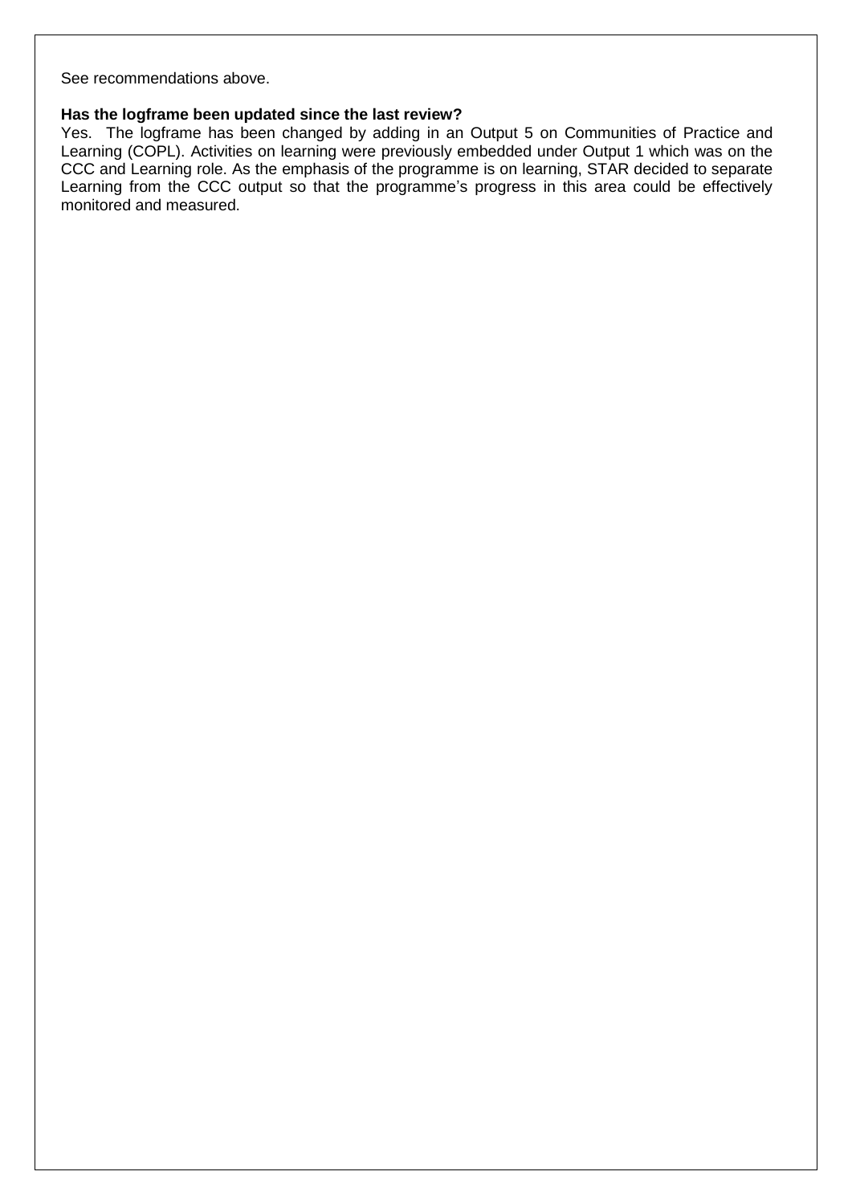See recommendations above.

**Has the logframe been updated since the last review?**

Yes. The logframe has been changed by adding in an Output 5 on Communities of Practice and Learning (COPL). Activities on learning were previously embedded under Output 1 which was on the CCC and Learning role. As the emphasis of the programme is on learning, STAR decided to separate Learning from the CCC output so that the programme's progress in this area could be effectively monitored and measured.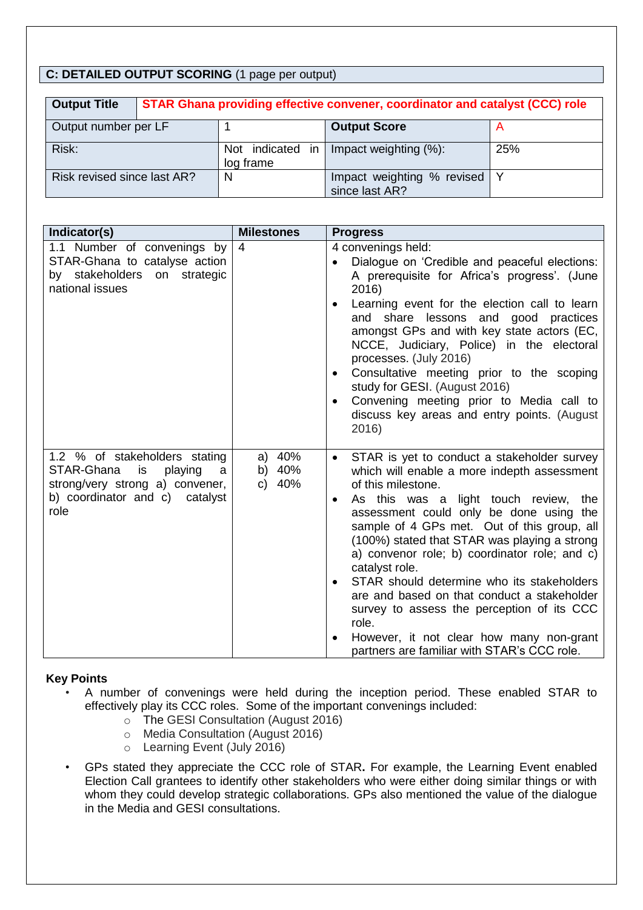## C: DETAILED OUTPUT SCORING (1 page per output)

| Output Title | STAR Ghana providing effective convener, coordinator and catalyst (CCC) role | | |
|---|---|---|---|
| Output number per LF | 1 | Output Score | A |
| Risk: | Not indicated in log frame | Impact weighting (%): | 25% |
| Risk revised since last AR? | N | Impact weighting % revised since last AR? | Y |

| Indicator(s) | Milestones | Progress |
|---|---|---|
| 1.1 Number of convenings by STAR-Ghana to catalyse action by stakeholders on strategic national issues | 4 | 4 convenings held:<br>• Dialogue on 'Credible and peaceful elections: A prerequisite for Africa's progress'. (June 2016)<br>• Learning event for the election call to learn and share lessons and good practices amongst GPs and with key state actors (EC, NCCE, Judiciary, Police) in the electoral processes. (July 2016)<br>• Consultative meeting prior to the scoping study for GESI. (August 2016)<br>• Convening meeting prior to Media call to discuss key areas and entry points. (August 2016) |
| 1.2 % of stakeholders stating STAR-Ghana is playing a strong/very strong a) convener, b) coordinator and c) catalyst role | a) 40%<br>b) 40%<br>c) 40% | • STAR is yet to conduct a stakeholder survey which will enable a more indepth assessment of this milestone.<br>• As this was a light touch review, the assessment could only be done using the sample of 4 GPs met. Out of this group, all (100%) stated that STAR was playing a strong a) convenor role; b) coordinator role; and c) catalyst role.<br>• STAR should determine who its stakeholders are and based on that conduct a stakeholder survey to assess the perception of its CCC role.<br>• However, it not clear how many non-grant partners are familiar with STAR's CCC role. |

**Key Points**

- A number of convenings were held during the inception period. These enabled STAR to effectively play its CCC roles. Some of the important convenings included:
  - The GESI Consultation (August 2016)
  - Media Consultation (August 2016)
  - Learning Event (July 2016)
- GPs stated they appreciate the CCC role of STAR**.** For example, the Learning Event enabled Election Call grantees to identify other stakeholders who were either doing similar things or with whom they could develop strategic collaborations. GPs also mentioned the value of the dialogue in the Media and GESI consultations.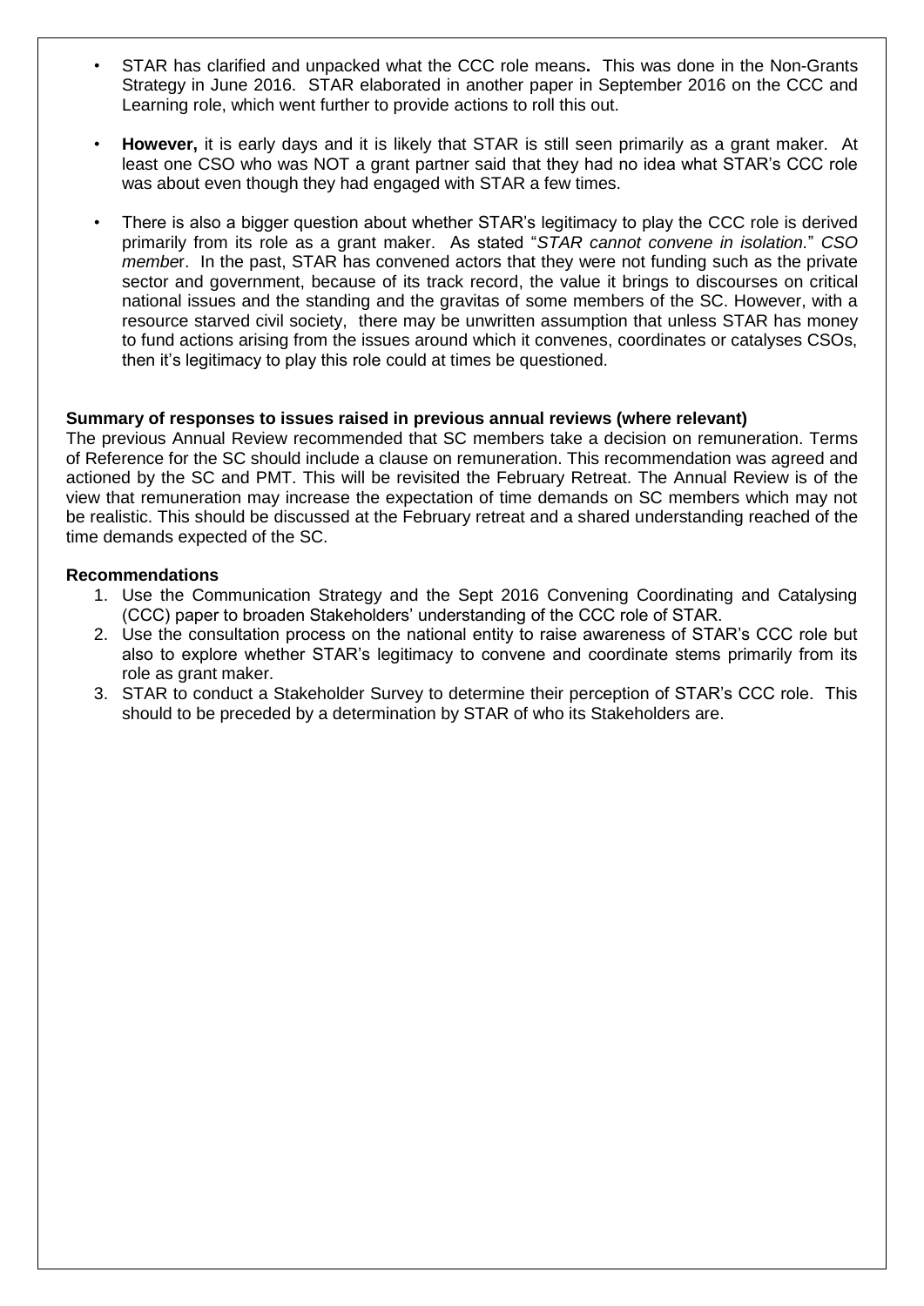- STAR has clarified and unpacked what the CCC role means**.** This was done in the Non-Grants Strategy in June 2016. STAR elaborated in another paper in September 2016 on the CCC and Learning role, which went further to provide actions to roll this out.
- **However,** it is early days and it is likely that STAR is still seen primarily as a grant maker. At least one CSO who was NOT a grant partner said that they had no idea what STAR's CCC role was about even though they had engaged with STAR a few times.
- There is also a bigger question about whether STAR's legitimacy to play the CCC role is derived primarily from its role as a grant maker. As stated "*STAR cannot convene in isolation.*" *CSO member*. In the past, STAR has convened actors that they were not funding such as the private sector and government, because of its track record, the value it brings to discourses on critical national issues and the standing and the gravitas of some members of the SC. However, with a resource starved civil society, there may be unwritten assumption that unless STAR has money to fund actions arising from the issues around which it convenes, coordinates or catalyses CSOs, then it's legitimacy to play this role could at times be questioned.

**Summary of responses to issues raised in previous annual reviews (where relevant)**

The previous Annual Review recommended that SC members take a decision on remuneration. Terms of Reference for the SC should include a clause on remuneration. This recommendation was agreed and actioned by the SC and PMT. This will be revisited the February Retreat. The Annual Review is of the view that remuneration may increase the expectation of time demands on SC members which may not be realistic. This should be discussed at the February retreat and a shared understanding reached of the time demands expected of the SC.

**Recommendations**

1. Use the Communication Strategy and the Sept 2016 Convening Coordinating and Catalysing (CCC) paper to broaden Stakeholders' understanding of the CCC role of STAR.
2. Use the consultation process on the national entity to raise awareness of STAR's CCC role but also to explore whether STAR's legitimacy to convene and coordinate stems primarily from its role as grant maker.
3. STAR to conduct a Stakeholder Survey to determine their perception of STAR's CCC role. This should to be preceded by a determination by STAR of who its Stakeholders are.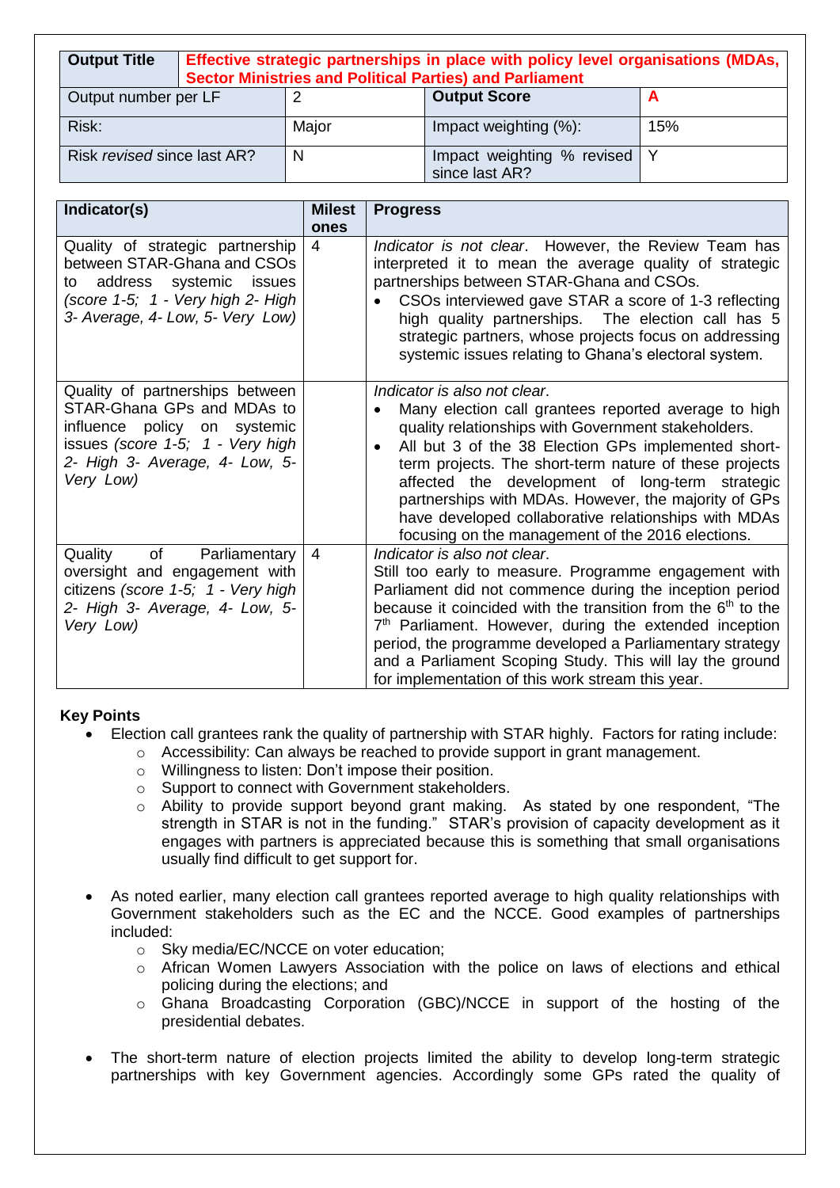| Output Title | Effective strategic partnerships in place with policy level organisations (MDAs, Sector Ministries and Political Parties) and Parliament | | |
|---|---|---|---|
| Output number per LF | 2 | **Output Score** | **A** |
| Risk: | Major | Impact weighting (%): | 15% |
| Risk *revised* since last AR? | N | Impact weighting % revised since last AR? | Y |

| Indicator(s) | Milestones | Progress |
|---|---|---|
| Quality of strategic partnership between STAR-Ghana and CSOs to address systemic issues *(score 1-5; 1 - Very high 2- High 3- Average, 4- Low, 5- Very Low)* | 4 | *Indicator is not clear*. However, the Review Team has interpreted it to mean the average quality of strategic partnerships between STAR-Ghana and CSOs.<br>• CSOs interviewed gave STAR a score of 1-3 reflecting high quality partnerships. The election call has 5 strategic partners, whose projects focus on addressing systemic issues relating to Ghana's electoral system. |
| Quality of partnerships between STAR-Ghana GPs and MDAs to influence policy on systemic issues *(score 1-5; 1 - Very high 2- High 3- Average, 4- Low, 5- Very Low)* | | *Indicator is also not clear*.<br>• Many election call grantees reported average to high quality relationships with Government stakeholders.<br>• All but 3 of the 38 Election GPs implemented short-term projects. The short-term nature of these projects affected the development of long-term strategic partnerships with MDAs. However, the majority of GPs have developed collaborative relationships with MDAs focusing on the management of the 2016 elections. |
| Quality of Parliamentary oversight and engagement with citizens *(score 1-5; 1 - Very high 2- High 3- Average, 4- Low, 5- Very Low)* | 4 | *Indicator is also not clear*.<br>Still too early to measure. Programme engagement with Parliament did not commence during the inception period because it coincided with the transition from the 6th to the 7th Parliament. However, during the extended inception period, the programme developed a Parliamentary strategy and a Parliament Scoping Study. This will lay the ground for implementation of this work stream this year. |

**Key Points**

- Election call grantees rank the quality of partnership with STAR highly. Factors for rating include:
  - Accessibility: Can always be reached to provide support in grant management.
  - Willingness to listen: Don't impose their position.
  - Support to connect with Government stakeholders.
  - Ability to provide support beyond grant making. As stated by one respondent, "The strength in STAR is not in the funding." STAR's provision of capacity development as it engages with partners is appreciated because this is something that small organisations usually find difficult to get support for.

- As noted earlier, many election call grantees reported average to high quality relationships with Government stakeholders such as the EC and the NCCE. Good examples of partnerships included:
  - Sky media/EC/NCCE on voter education;
  - African Women Lawyers Association with the police on laws of elections and ethical policing during the elections; and
  - Ghana Broadcasting Corporation (GBC)/NCCE in support of the hosting of the presidential debates.

- The short-term nature of election projects limited the ability to develop long-term strategic partnerships with key Government agencies. Accordingly some GPs rated the quality of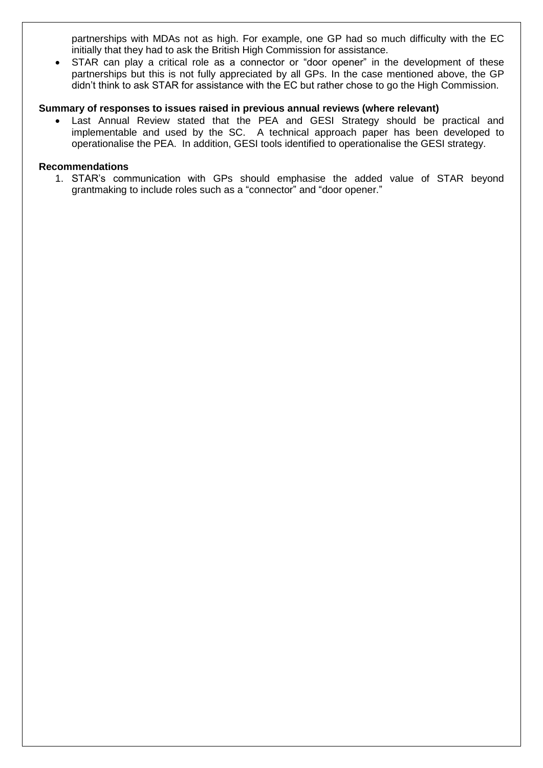partnerships with MDAs not as high. For example, one GP had so much difficulty with the EC initially that they had to ask the British High Commission for assistance.

- STAR can play a critical role as a connector or "door opener" in the development of these partnerships but this is not fully appreciated by all GPs. In the case mentioned above, the GP didn't think to ask STAR for assistance with the EC but rather chose to go the High Commission.

**Summary of responses to issues raised in previous annual reviews (where relevant)**

- Last Annual Review stated that the PEA and GESI Strategy should be practical and implementable and used by the SC. A technical approach paper has been developed to operationalise the PEA. In addition, GESI tools identified to operationalise the GESI strategy.

**Recommendations**

1. STAR's communication with GPs should emphasise the added value of STAR beyond grantmaking to include roles such as a "connector" and "door opener."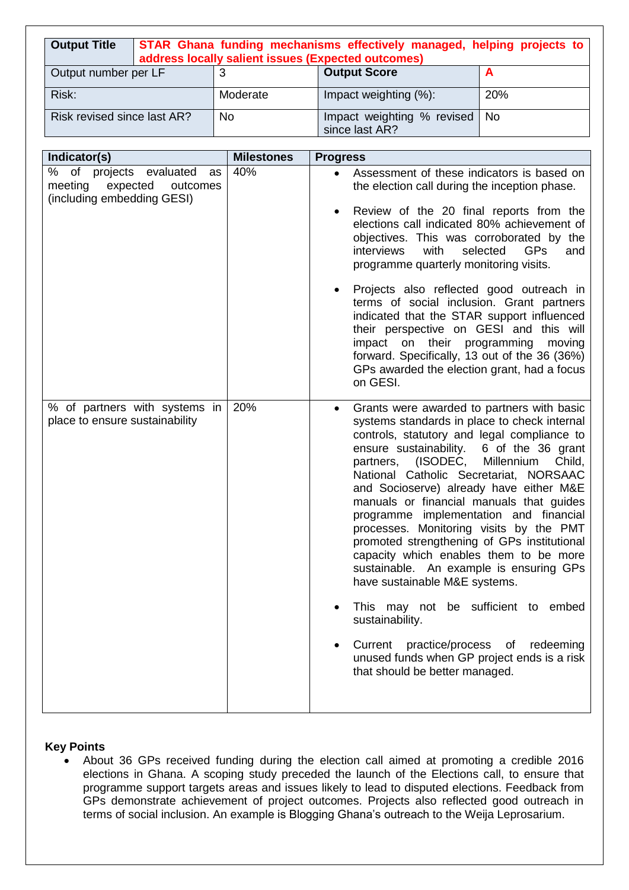| **Output Title** | **STAR Ghana funding mechanisms effectively managed, helping projects to address locally salient issues (Expected outcomes)** | | |
|---|---|---|---|
| Output number per LF | 3 | **Output Score** | **A** |
| Risk: | Moderate | Impact weighting (%): | 20% |
| Risk revised since last AR? | No | Impact weighting % revised since last AR? | No |

| **Indicator(s)** | **Milestones** | **Progress** |
|---|---|---|
| % of projects evaluated as meeting expected outcomes (including embedding GESI) | 40% | • Assessment of these indicators is based on the election call during the inception phase.<br>• Review of the 20 final reports from the elections call indicated 80% achievement of objectives. This was corroborated by the interviews with selected GPs and programme quarterly monitoring visits.<br>• Projects also reflected good outreach in terms of social inclusion. Grant partners indicated that the STAR support influenced their perspective on GESI and this will impact on their programming moving forward. Specifically, 13 out of the 36 (36%) GPs awarded the election grant, had a focus on GESI. |
| % of partners with systems in place to ensure sustainability | 20% | • Grants were awarded to partners with basic systems standards in place to check internal controls, statutory and legal compliance to ensure sustainability. 6 of the 36 grant partners, (ISODEC, Millennium Child, National Catholic Secretariat, NORSAAC and Socioserve) already have either M&E manuals or financial manuals that guides programme implementation and financial processes. Monitoring visits by the PMT promoted strengthening of GPs institutional capacity which enables them to be more sustainable. An example is ensuring GPs have sustainable M&E systems.<br>• This may not be sufficient to embed sustainability.<br>• Current practice/process of redeeming unused funds when GP project ends is a risk that should be better managed. |

**Key Points**

- About 36 GPs received funding during the election call aimed at promoting a credible 2016 elections in Ghana. A scoping study preceded the launch of the Elections call, to ensure that programme support targets areas and issues likely to lead to disputed elections. Feedback from GPs demonstrate achievement of project outcomes. Projects also reflected good outreach in terms of social inclusion. An example is Blogging Ghana's outreach to the Weija Leprosarium.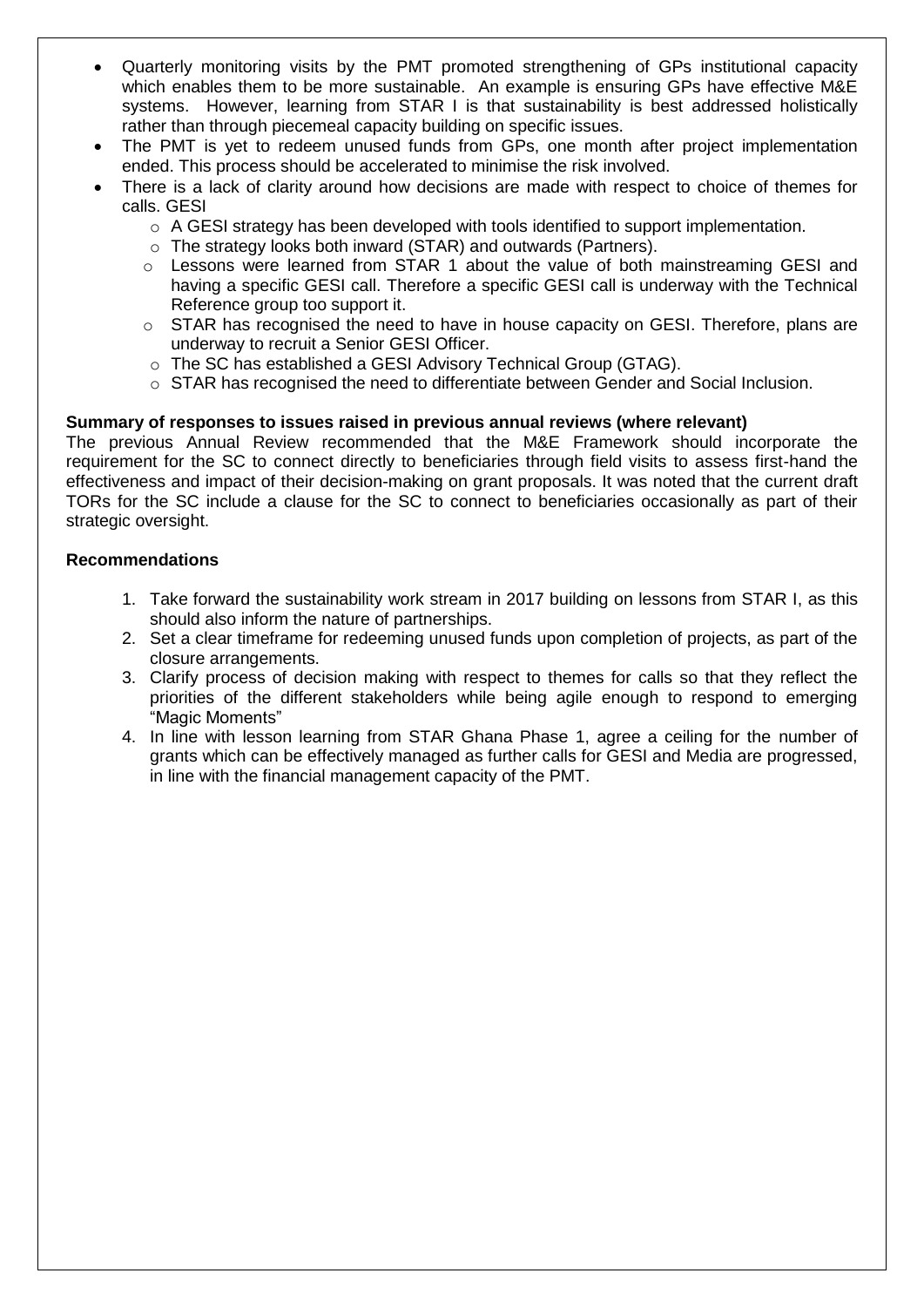- Quarterly monitoring visits by the PMT promoted strengthening of GPs institutional capacity which enables them to be more sustainable. An example is ensuring GPs have effective M&E systems. However, learning from STAR I is that sustainability is best addressed holistically rather than through piecemeal capacity building on specific issues.
- The PMT is yet to redeem unused funds from GPs, one month after project implementation ended. This process should be accelerated to minimise the risk involved.
- There is a lack of clarity around how decisions are made with respect to choice of themes for calls. GESI
  - A GESI strategy has been developed with tools identified to support implementation.
  - The strategy looks both inward (STAR) and outwards (Partners).
  - Lessons were learned from STAR 1 about the value of both mainstreaming GESI and having a specific GESI call. Therefore a specific GESI call is underway with the Technical Reference group too support it.
  - STAR has recognised the need to have in house capacity on GESI. Therefore, plans are underway to recruit a Senior GESI Officer.
  - The SC has established a GESI Advisory Technical Group (GTAG).
  - STAR has recognised the need to differentiate between Gender and Social Inclusion.

**Summary of responses to issues raised in previous annual reviews (where relevant)**

The previous Annual Review recommended that the M&E Framework should incorporate the requirement for the SC to connect directly to beneficiaries through field visits to assess first-hand the effectiveness and impact of their decision-making on grant proposals. It was noted that the current draft TORs for the SC include a clause for the SC to connect to beneficiaries occasionally as part of their strategic oversight.

**Recommendations**

1. Take forward the sustainability work stream in 2017 building on lessons from STAR I, as this should also inform the nature of partnerships.
2. Set a clear timeframe for redeeming unused funds upon completion of projects, as part of the closure arrangements.
3. Clarify process of decision making with respect to themes for calls so that they reflect the priorities of the different stakeholders while being agile enough to respond to emerging "Magic Moments"
4. In line with lesson learning from STAR Ghana Phase 1, agree a ceiling for the number of grants which can be effectively managed as further calls for GESI and Media are progressed, in line with the financial management capacity of the PMT.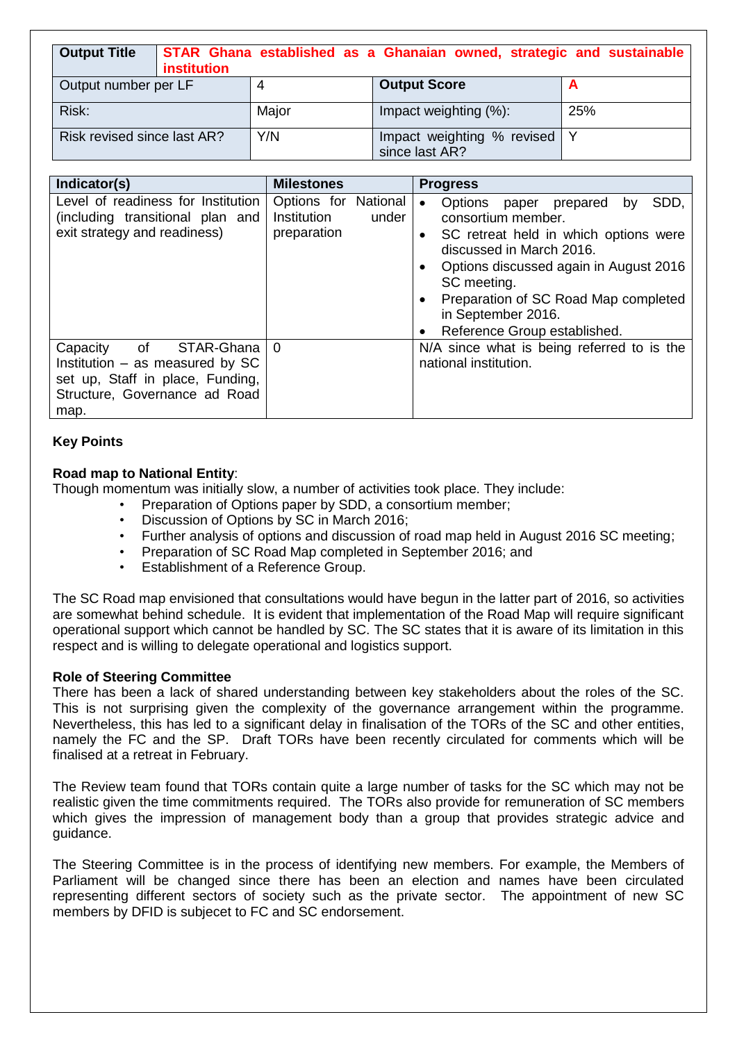| Output Title | STAR Ghana established as a Ghanaian owned, strategic and sustainable institution | | |
|---|---|---|---|
| Output number per LF | 4 | Output Score | A |
| Risk: | Major | Impact weighting (%): | 25% |
| Risk revised since last AR? | Y/N | Impact weighting % revised since last AR? | Y |

| Indicator(s) | Milestones | Progress |
|---|---|---|
| Level of readiness for Institution (including transitional plan and exit strategy and readiness) | Options for National Institution under preparation | • Options paper prepared by SDD, consortium member.<br>• SC retreat held in which options were discussed in March 2016.<br>• Options discussed again in August 2016 SC meeting.<br>• Preparation of SC Road Map completed in September 2016.<br>• Reference Group established. |
| Capacity of STAR-Ghana Institution – as measured by SC set up, Staff in place, Funding, Structure, Governance ad Road map. | 0 | N/A since what is being referred to is the national institution. |

**Key Points**

**Road map to National Entity**:
Though momentum was initially slow, a number of activities took place. They include:

- Preparation of Options paper by SDD, a consortium member;
- Discussion of Options by SC in March 2016;
- Further analysis of options and discussion of road map held in August 2016 SC meeting;
- Preparation of SC Road Map completed in September 2016; and
- Establishment of a Reference Group.

The SC Road map envisioned that consultations would have begun in the latter part of 2016, so activities are somewhat behind schedule. It is evident that implementation of the Road Map will require significant operational support which cannot be handled by SC. The SC states that it is aware of its limitation in this respect and is willing to delegate operational and logistics support.

**Role of Steering Committee**
There has been a lack of shared understanding between key stakeholders about the roles of the SC. This is not surprising given the complexity of the governance arrangement within the programme. Nevertheless, this has led to a significant delay in finalisation of the TORs of the SC and other entities, namely the FC and the SP. Draft TORs have been recently circulated for comments which will be finalised at a retreat in February.

The Review team found that TORs contain quite a large number of tasks for the SC which may not be realistic given the time commitments required. The TORs also provide for remuneration of SC members which gives the impression of management body than a group that provides strategic advice and guidance.

The Steering Committee is in the process of identifying new members. For example, the Members of Parliament will be changed since there has been an election and names have been circulated representing different sectors of society such as the private sector. The appointment of new SC members by DFID is subjecet to FC and SC endorsement.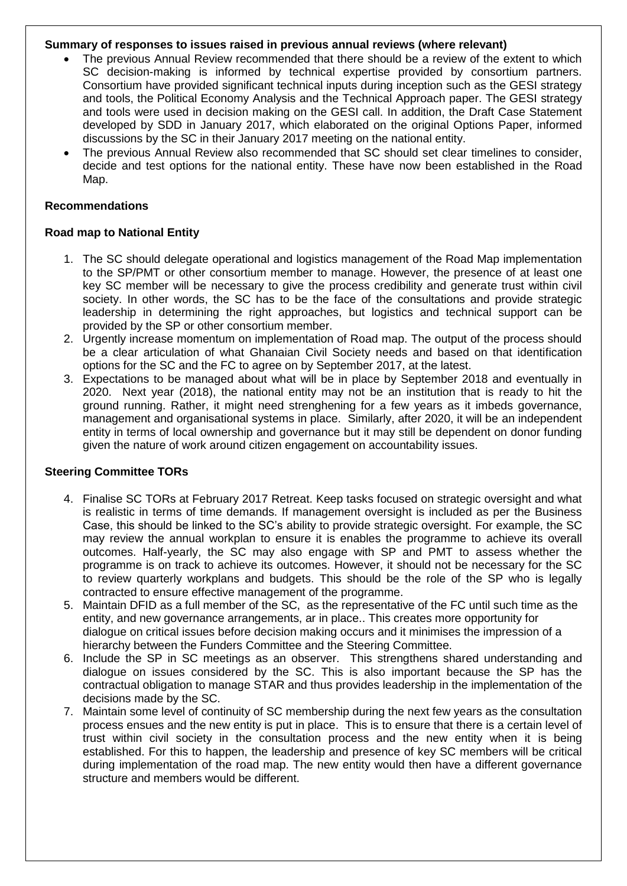**Summary of responses to issues raised in previous annual reviews (where relevant)**

- The previous Annual Review recommended that there should be a review of the extent to which SC decision-making is informed by technical expertise provided by consortium partners. Consortium have provided significant technical inputs during inception such as the GESI strategy and tools, the Political Economy Analysis and the Technical Approach paper. The GESI strategy and tools were used in decision making on the GESI call. In addition, the Draft Case Statement developed by SDD in January 2017, which elaborated on the original Options Paper, informed discussions by the SC in their January 2017 meeting on the national entity.
- The previous Annual Review also recommended that SC should set clear timelines to consider, decide and test options for the national entity. These have now been established in the Road Map.

**Recommendations**

**Road map to National Entity**

1. The SC should delegate operational and logistics management of the Road Map implementation to the SP/PMT or other consortium member to manage. However, the presence of at least one key SC member will be necessary to give the process credibility and generate trust within civil society. In other words, the SC has to be the face of the consultations and provide strategic leadership in determining the right approaches, but logistics and technical support can be provided by the SP or other consortium member.
2. Urgently increase momentum on implementation of Road map. The output of the process should be a clear articulation of what Ghanaian Civil Society needs and based on that identification options for the SC and the FC to agree on by September 2017, at the latest.
3. Expectations to be managed about what will be in place by September 2018 and eventually in 2020. Next year (2018), the national entity may not be an institution that is ready to hit the ground running. Rather, it might need strenghening for a few years as it imbeds governance, management and organisational systems in place. Similarly, after 2020, it will be an independent entity in terms of local ownership and governance but it may still be dependent on donor funding given the nature of work around citizen engagement on accountability issues.

**Steering Committee TORs**

4. Finalise SC TORs at February 2017 Retreat. Keep tasks focused on strategic oversight and what is realistic in terms of time demands. If management oversight is included as per the Business Case, this should be linked to the SC's ability to provide strategic oversight. For example, the SC may review the annual workplan to ensure it is enables the programme to achieve its overall outcomes. Half-yearly, the SC may also engage with SP and PMT to assess whether the programme is on track to achieve its outcomes. However, it should not be necessary for the SC to review quarterly workplans and budgets. This should be the role of the SP who is legally contracted to ensure effective management of the programme.
5. Maintain DFID as a full member of the SC, as the representative of the FC until such time as the entity, and new governance arrangements, ar in place.. This creates more opportunity for dialogue on critical issues before decision making occurs and it minimises the impression of a hierarchy between the Funders Committee and the Steering Committee.
6. Include the SP in SC meetings as an observer. This strengthens shared understanding and dialogue on issues considered by the SC. This is also important because the SP has the contractual obligation to manage STAR and thus provides leadership in the implementation of the decisions made by the SC.
7. Maintain some level of continuity of SC membership during the next few years as the consultation process ensues and the new entity is put in place. This is to ensure that there is a certain level of trust within civil society in the consultation process and the new entity when it is being established. For this to happen, the leadership and presence of key SC members will be critical during implementation of the road map. The new entity would then have a different governance structure and members would be different.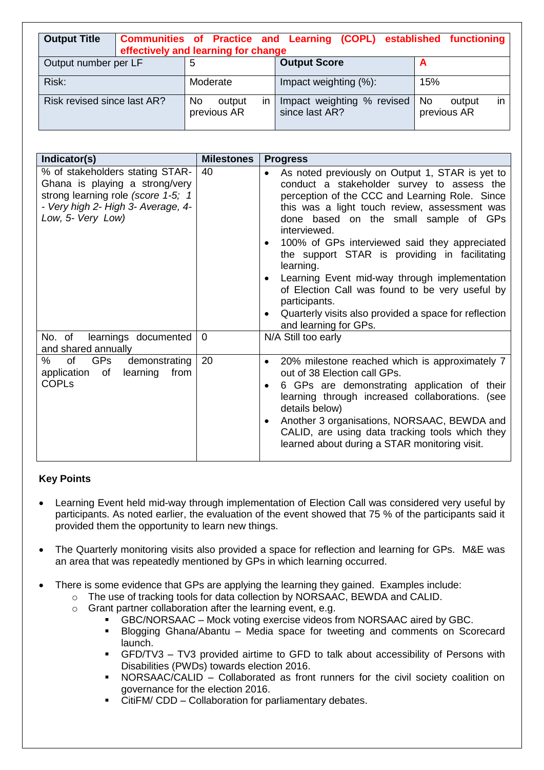| **Output Title** | **Communities of Practice and Learning (COPL) established functioning effectively and learning for change** | | |
|---|---|---|---|
| Output number per LF | 5 | **Output Score** | **A** |
| Risk: | Moderate | Impact weighting (%): | 15% |
| Risk revised since last AR? | No output in previous AR | Impact weighting % revised since last AR? | No output in previous AR |

| **Indicator(s)** | **Milestones** | **Progress** |
|---|---|---|
| % of stakeholders stating STAR-Ghana is playing a strong/very strong learning role *(score 1-5; 1 - Very high 2- High 3- Average, 4- Low, 5- Very Low)* | 40 | • As noted previously on Output 1, STAR is yet to conduct a stakeholder survey to assess the perception of the CCC and Learning Role. Since this was a light touch review, assessment was done based on the small sample of GPs interviewed. <br>• 100% of GPs interviewed said they appreciated the support STAR is providing in facilitating learning. <br>• Learning Event mid-way through implementation of Election Call was found to be very useful by participants. <br>• Quarterly visits also provided a space for reflection and learning for GPs. |
| No. of learnings documented and shared annually | 0 | N/A Still too early |
| % of GPs demonstrating application of learning from COPLs | 20 | • 20% milestone reached which is approximately 7 out of 38 Election call GPs. <br>• 6 GPs are demonstrating application of their learning through increased collaborations. (see details below) <br>• Another 3 organisations, NORSAAC, BEWDA and CALID, are using data tracking tools which they learned about during a STAR monitoring visit. |

**Key Points**

- Learning Event held mid-way through implementation of Election Call was considered very useful by participants. As noted earlier, the evaluation of the event showed that 75 % of the participants said it provided them the opportunity to learn new things.

- The Quarterly monitoring visits also provided a space for reflection and learning for GPs. M&E was an area that was repeatedly mentioned by GPs in which learning occurred.

- There is some evidence that GPs are applying the learning they gained. Examples include:
  - The use of tracking tools for data collection by NORSAAC, BEWDA and CALID.
  - Grant partner collaboration after the learning event, e.g.
    - GBC/NORSAAC – Mock voting exercise videos from NORSAAC aired by GBC.
    - Blogging Ghana/Abantu – Media space for tweeting and comments on Scorecard launch.
    - GFD/TV3 – TV3 provided airtime to GFD to talk about accessibility of Persons with Disabilities (PWDs) towards election 2016.
    - NORSAAC/CALID – Collaborated as front runners for the civil society coalition on governance for the election 2016.
    - CitiFM/ CDD – Collaboration for parliamentary debates.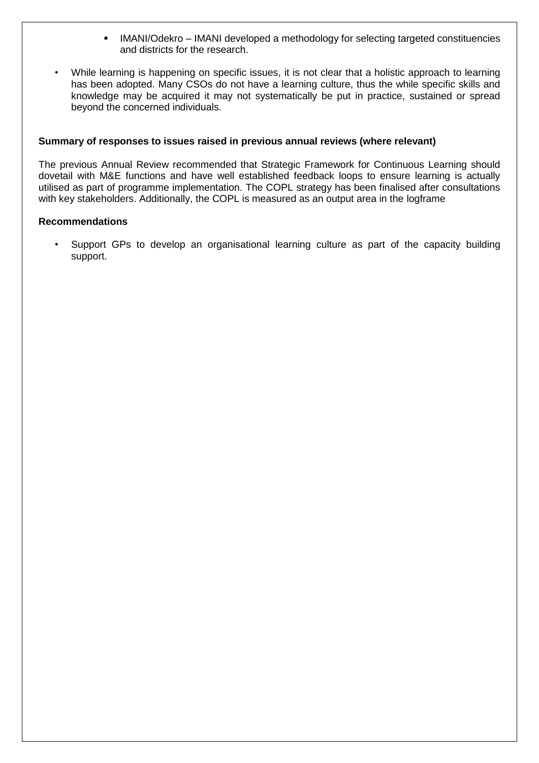- IMANI/Odekro – IMANI developed a methodology for selecting targeted constituencies and districts for the research.

- While learning is happening on specific issues, it is not clear that a holistic approach to learning has been adopted. Many CSOs do not have a learning culture, thus the while specific skills and knowledge may be acquired it may not systematically be put in practice, sustained or spread beyond the concerned individuals.

**Summary of responses to issues raised in previous annual reviews (where relevant)**

The previous Annual Review recommended that Strategic Framework for Continuous Learning should dovetail with M&E functions and have well established feedback loops to ensure learning is actually utilised as part of programme implementation. The COPL strategy has been finalised after consultations with key stakeholders. Additionally, the COPL is measured as an output area in the logframe

**Recommendations**

- Support GPs to develop an organisational learning culture as part of the capacity building support.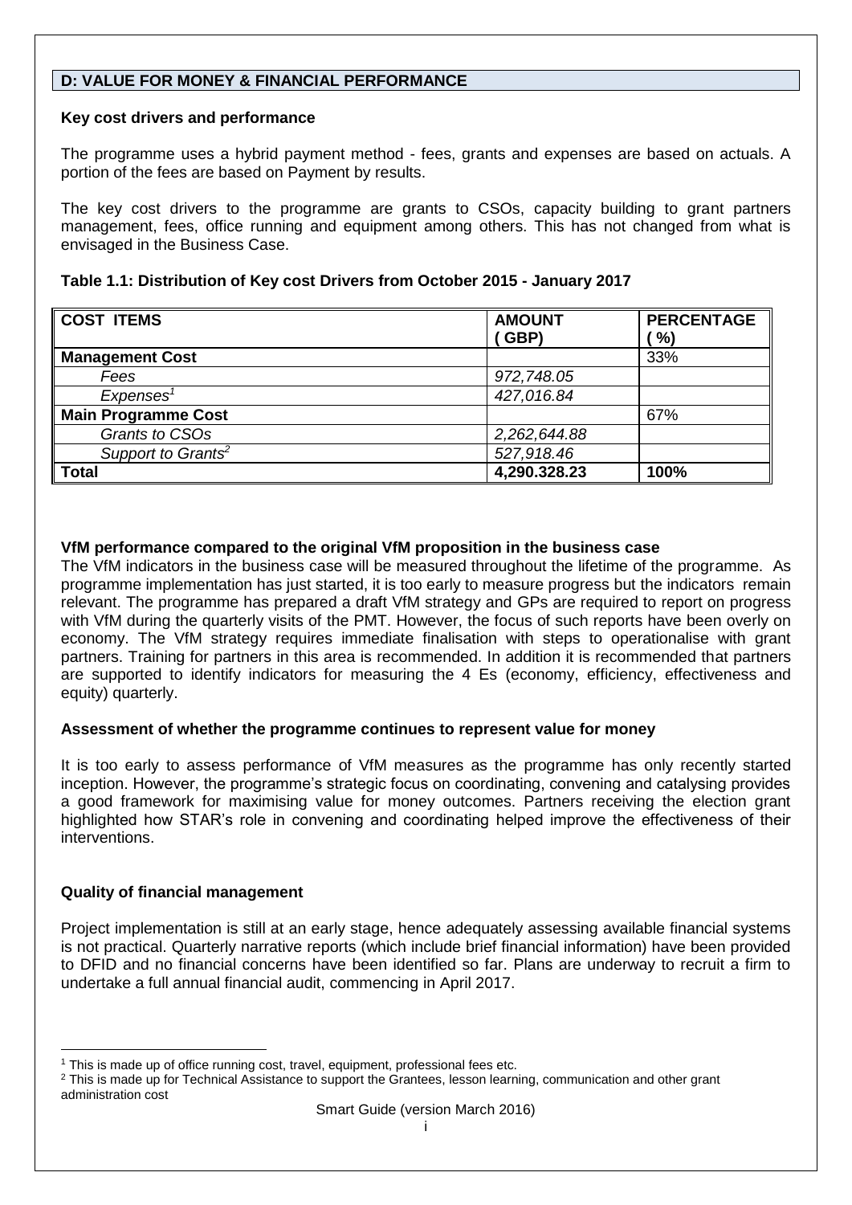## D: VALUE FOR MONEY & FINANCIAL PERFORMANCE

**Key cost drivers and performance**

The programme uses a hybrid payment method - fees, grants and expenses are based on actuals. A portion of the fees are based on Payment by results.

The key cost drivers to the programme are grants to CSOs, capacity building to grant partners management, fees, office running and equipment among others. This has not changed from what is envisaged in the Business Case.

**Table 1.1: Distribution of Key cost Drivers from October 2015 - January 2017**

| COST ITEMS | AMOUNT ( GBP) | PERCENTAGE ( %) |
|---|---|---|
| **Management Cost** | | 33% |
| *Fees* | *972,748.05* | |
| *Expenses*[1] | *427,016.84* | |
| **Main Programme Cost** | | 67% |
| *Grants to CSOs* | *2,262,644.88* | |
| *Support to Grants*[2] | *527,918.46* | |
| **Total** | **4,290.328.23** | **100%** |

**VfM performance compared to the original VfM proposition in the business case**

The VfM indicators in the business case will be measured throughout the lifetime of the programme. As programme implementation has just started, it is too early to measure progress but the indicators remain relevant. The programme has prepared a draft VfM strategy and GPs are required to report on progress with VfM during the quarterly visits of the PMT. However, the focus of such reports have been overly on economy. The VfM strategy requires immediate finalisation with steps to operationalise with grant partners. Training for partners in this area is recommended. In addition it is recommended that partners are supported to identify indicators for measuring the 4 Es (economy, efficiency, effectiveness and equity) quarterly.

**Assessment of whether the programme continues to represent value for money**

It is too early to assess performance of VfM measures as the programme has only recently started inception. However, the programme's strategic focus on coordinating, convening and catalysing provides a good framework for maximising value for money outcomes. Partners receiving the election grant highlighted how STAR's role in convening and coordinating helped improve the effectiveness of their interventions.

**Quality of financial management**

Project implementation is still at an early stage, hence adequately assessing available financial systems is not practical. Quarterly narrative reports (which include brief financial information) have been provided to DFID and no financial concerns have been identified so far. Plans are underway to recruit a firm to undertake a full annual financial audit, commencing in April 2017.

[1] This is made up of office running cost, travel, equipment, professional fees etc.

[2] This is made up for Technical Assistance to support the Grantees, lesson learning, communication and other grant administration cost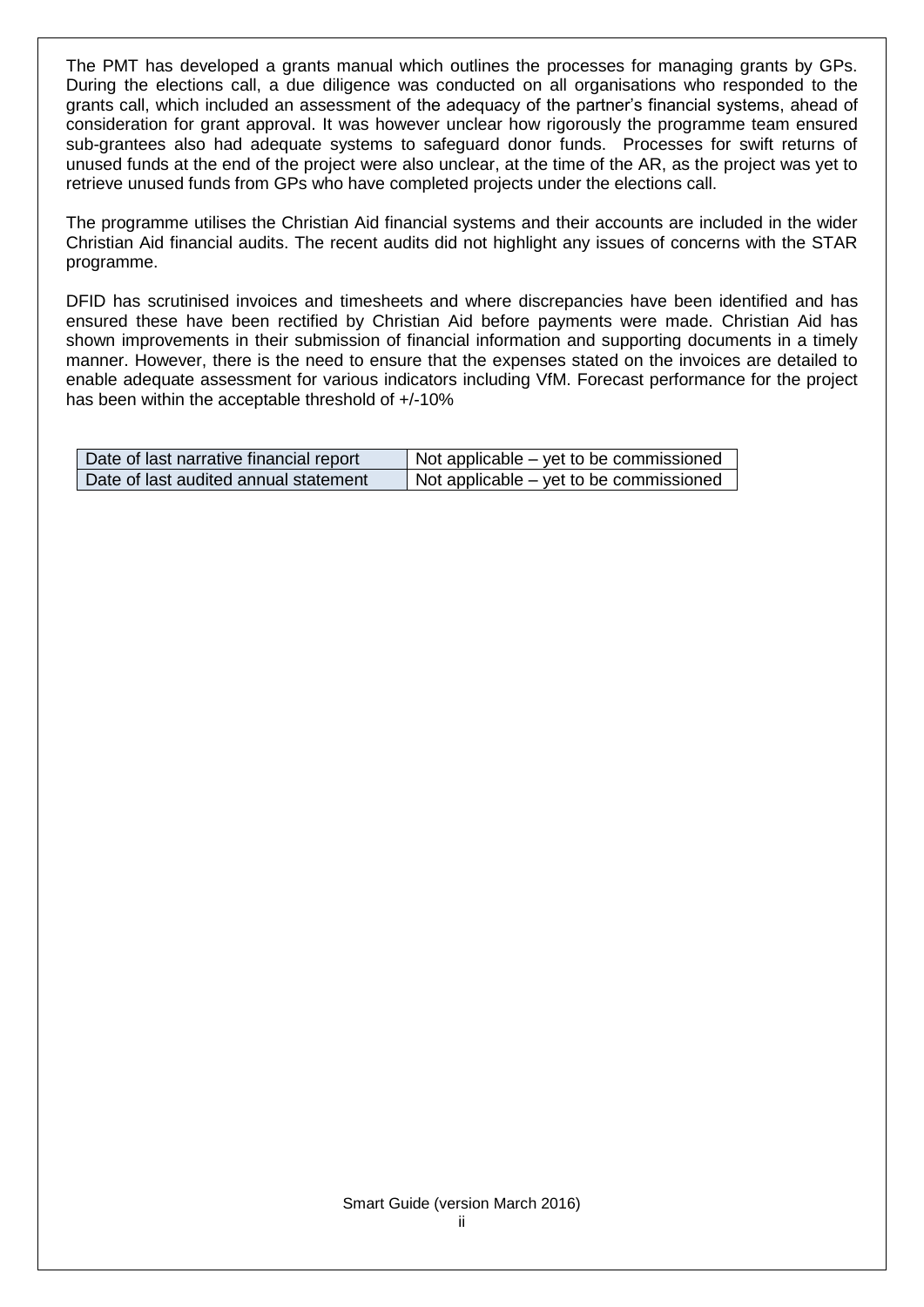The PMT has developed a grants manual which outlines the processes for managing grants by GPs. During the elections call, a due diligence was conducted on all organisations who responded to the grants call, which included an assessment of the adequacy of the partner's financial systems, ahead of consideration for grant approval. It was however unclear how rigorously the programme team ensured sub-grantees also had adequate systems to safeguard donor funds. Processes for swift returns of unused funds at the end of the project were also unclear, at the time of the AR, as the project was yet to retrieve unused funds from GPs who have completed projects under the elections call.

The programme utilises the Christian Aid financial systems and their accounts are included in the wider Christian Aid financial audits. The recent audits did not highlight any issues of concerns with the STAR programme.

DFID has scrutinised invoices and timesheets and where discrepancies have been identified and has ensured these have been rectified by Christian Aid before payments were made. Christian Aid has shown improvements in their submission of financial information and supporting documents in a timely manner. However, there is the need to ensure that the expenses stated on the invoices are detailed to enable adequate assessment for various indicators including VfM. Forecast performance for the project has been within the acceptable threshold of +/-10%

| | |
|---|---|
| Date of last narrative financial report | Not applicable – yet to be commissioned |
| Date of last audited annual statement | Not applicable – yet to be commissioned |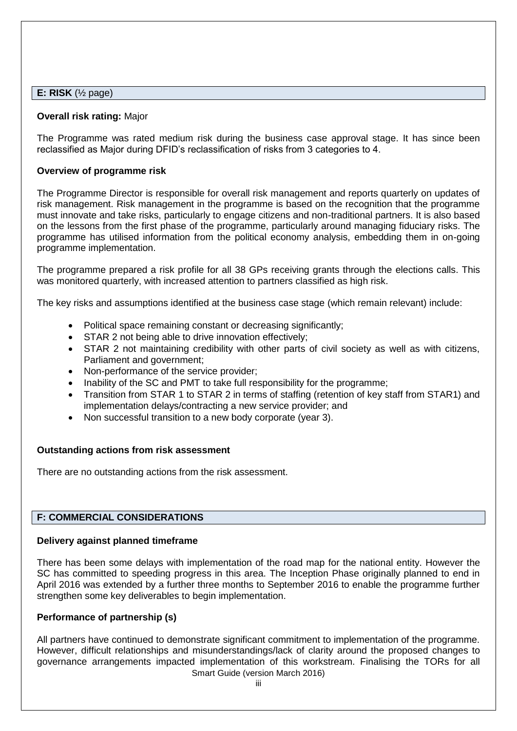## E: RISK (½ page)

**Overall risk rating:** Major

The Programme was rated medium risk during the business case approval stage. It has since been reclassified as Major during DFID's reclassification of risks from 3 categories to 4.

**Overview of programme risk**

The Programme Director is responsible for overall risk management and reports quarterly on updates of risk management. Risk management in the programme is based on the recognition that the programme must innovate and take risks, particularly to engage citizens and non-traditional partners. It is also based on the lessons from the first phase of the programme, particularly around managing fiduciary risks. The programme has utilised information from the political economy analysis, embedding them in on-going programme implementation.

The programme prepared a risk profile for all 38 GPs receiving grants through the elections calls. This was monitored quarterly, with increased attention to partners classified as high risk.

The key risks and assumptions identified at the business case stage (which remain relevant) include:

- Political space remaining constant or decreasing significantly;
- STAR 2 not being able to drive innovation effectively;
- STAR 2 not maintaining credibility with other parts of civil society as well as with citizens, Parliament and government;
- Non-performance of the service provider;
- Inability of the SC and PMT to take full responsibility for the programme;
- Transition from STAR 1 to STAR 2 in terms of staffing (retention of key staff from STAR1) and implementation delays/contracting a new service provider; and
- Non successful transition to a new body corporate (year 3).

**Outstanding actions from risk assessment**

There are no outstanding actions from the risk assessment.

## F: COMMERCIAL CONSIDERATIONS

**Delivery against planned timeframe**

There has been some delays with implementation of the road map for the national entity. However the SC has committed to speeding progress in this area. The Inception Phase originally planned to end in April 2016 was extended by a further three months to September 2016 to enable the programme further strengthen some key deliverables to begin implementation.

**Performance of partnership (s)**

All partners have continued to demonstrate significant commitment to implementation of the programme. However, difficult relationships and misunderstandings/lack of clarity around the proposed changes to governance arrangements impacted implementation of this workstream. Finalising the TORs for all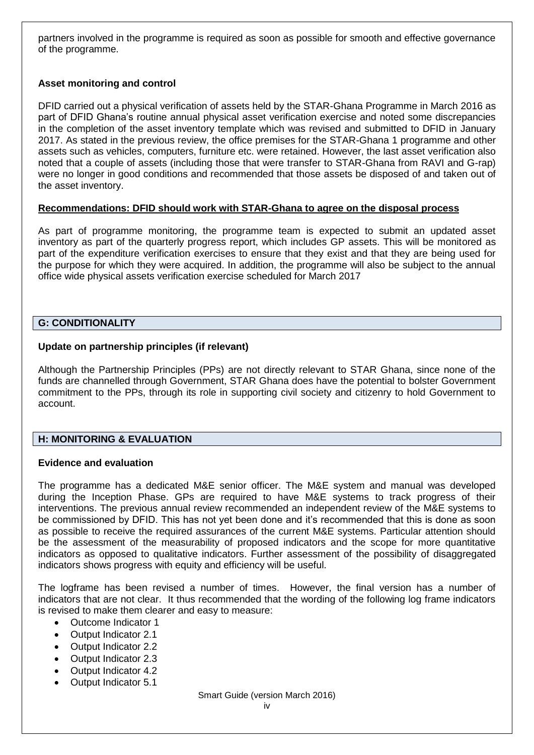partners involved in the programme is required as soon as possible for smooth and effective governance of the programme.

**Asset monitoring and control**

DFID carried out a physical verification of assets held by the STAR-Ghana Programme in March 2016 as part of DFID Ghana's routine annual physical asset verification exercise and noted some discrepancies in the completion of the asset inventory template which was revised and submitted to DFID in January 2017. As stated in the previous review, the office premises for the STAR-Ghana 1 programme and other assets such as vehicles, computers, furniture etc. were retained. However, the last asset verification also noted that a couple of assets (including those that were transfer to STAR-Ghana from RAVI and G-rap) were no longer in good conditions and recommended that those assets be disposed of and taken out of the asset inventory.

**Recommendations: DFID should work with STAR-Ghana to agree on the disposal process**

As part of programme monitoring, the programme team is expected to submit an updated asset inventory as part of the quarterly progress report, which includes GP assets. This will be monitored as part of the expenditure verification exercises to ensure that they exist and that they are being used for the purpose for which they were acquired. In addition, the programme will also be subject to the annual office wide physical assets verification exercise scheduled for March 2017

## G: CONDITIONALITY

**Update on partnership principles (if relevant)**

Although the Partnership Principles (PPs) are not directly relevant to STAR Ghana, since none of the funds are channelled through Government, STAR Ghana does have the potential to bolster Government commitment to the PPs, through its role in supporting civil society and citizenry to hold Government to account.

## H: MONITORING & EVALUATION

**Evidence and evaluation**

The programme has a dedicated M&E senior officer. The M&E system and manual was developed during the Inception Phase. GPs are required to have M&E systems to track progress of their interventions. The previous annual review recommended an independent review of the M&E systems to be commissioned by DFID. This has not yet been done and it's recommended that this is done as soon as possible to receive the required assurances of the current M&E systems. Particular attention should be the assessment of the measurability of proposed indicators and the scope for more quantitative indicators as opposed to qualitative indicators. Further assessment of the possibility of disaggregated indicators shows progress with equity and efficiency will be useful.

The logframe has been revised a number of times. However, the final version has a number of indicators that are not clear. It thus recommended that the wording of the following log frame indicators is revised to make them clearer and easy to measure:

- Outcome Indicator 1
- Output Indicator 2.1
- Output Indicator 2.2
- Output Indicator 2.3
- Output Indicator 4.2
- Output Indicator 5.1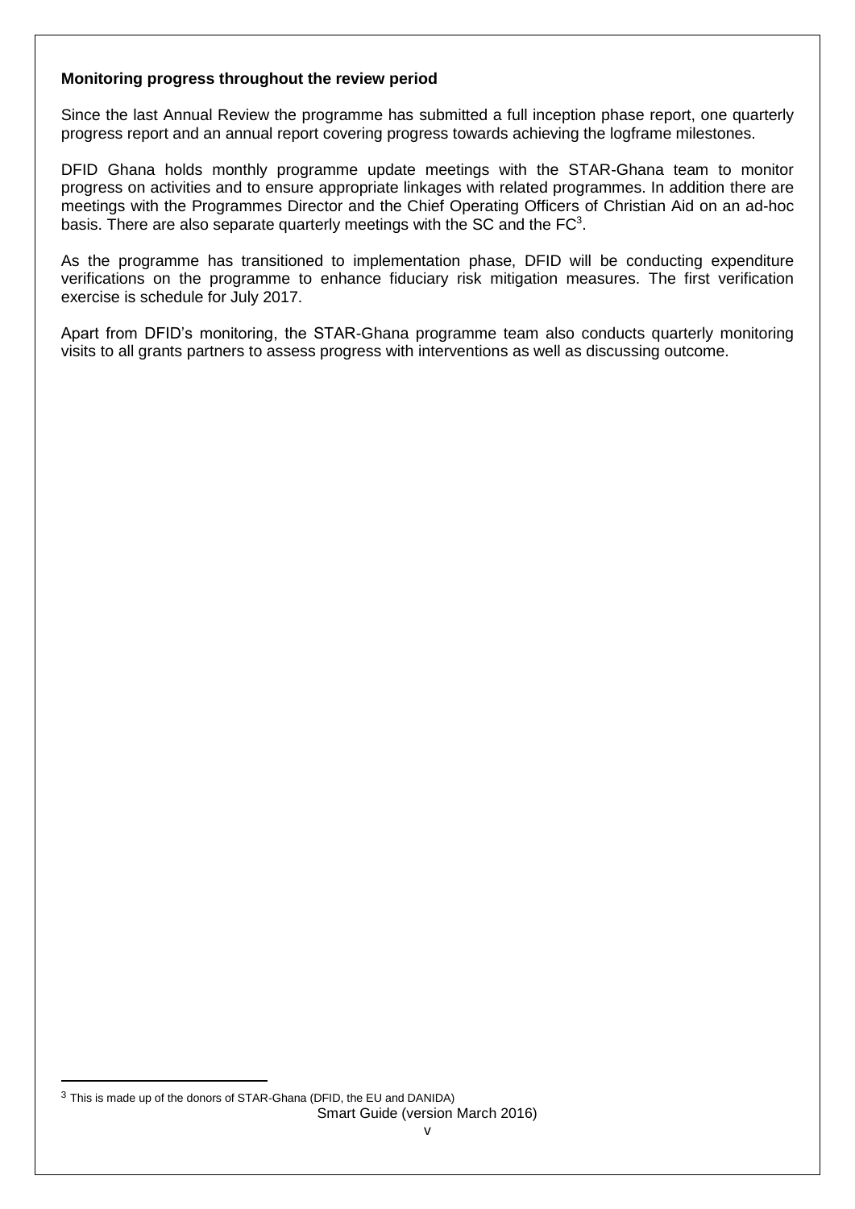**Monitoring progress throughout the review period**

Since the last Annual Review the programme has submitted a full inception phase report, one quarterly progress report and an annual report covering progress towards achieving the logframe milestones.

DFID Ghana holds monthly programme update meetings with the STAR-Ghana team to monitor progress on activities and to ensure appropriate linkages with related programmes. In addition there are meetings with the Programmes Director and the Chief Operating Officers of Christian Aid on an ad-hoc basis. There are also separate quarterly meetings with the SC and the FC[3].

As the programme has transitioned to implementation phase, DFID will be conducting expenditure verifications on the programme to enhance fiduciary risk mitigation measures. The first verification exercise is schedule for July 2017.

Apart from DFID's monitoring, the STAR-Ghana programme team also conducts quarterly monitoring visits to all grants partners to assess progress with interventions as well as discussing outcome.

[3] This is made up of the donors of STAR-Ghana (DFID, the EU and DANIDA)